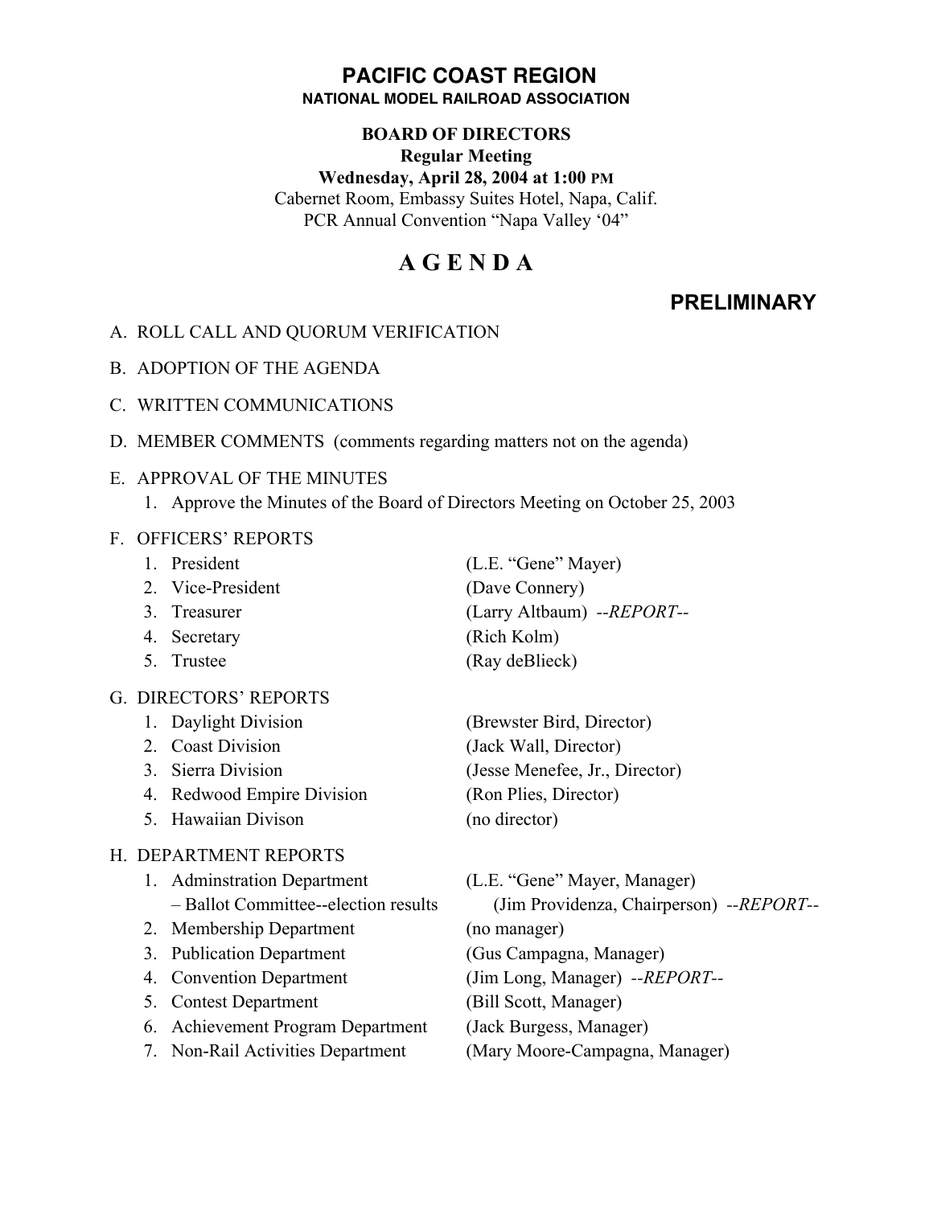# PACIFIC COAST REGION

**NATIONAL MODEL RAILROAD ASSOCIATION**

**BOARD OF DIRECTORS**
**Regular Meeting**
**Wednesday, April 28, 2004 at 1:00 PM**
Cabernet Room, Embassy Suites Hotel, Napa, Calif.
PCR Annual Convention "Napa Valley '04"

# A G E N D A

**PRELIMINARY**

A. ROLL CALL AND QUORUM VERIFICATION

B. ADOPTION OF THE AGENDA

C. WRITTEN COMMUNICATIONS

D. MEMBER COMMENTS (comments regarding matters not on the agenda)

E. APPROVAL OF THE MINUTES
   1. Approve the Minutes of the Board of Directors Meeting on October 25, 2003

F. OFFICERS' REPORTS
   1. President (L.E. "Gene" Mayer)
   2. Vice-President (Dave Connery)
   3. Treasurer (Larry Altbaum) *--REPORT--*
   4. Secretary (Rich Kolm)
   5. Trustee (Ray deBlieck)

G. DIRECTORS' REPORTS
   1. Daylight Division (Brewster Bird, Director)
   2. Coast Division (Jack Wall, Director)
   3. Sierra Division (Jesse Menefee, Jr., Director)
   4. Redwood Empire Division (Ron Plies, Director)
   5. Hawaiian Divison (no director)

H. DEPARTMENT REPORTS
   1. Adminstration Department (L.E. "Gene" Mayer, Manager)
      – Ballot Committee--election results (Jim Providenza, Chairperson) *--REPORT--*
   2. Membership Department (no manager)
   3. Publication Department (Gus Campagna, Manager)
   4. Convention Department (Jim Long, Manager) *--REPORT--*
   5. Contest Department (Bill Scott, Manager)
   6. Achievement Program Department (Jack Burgess, Manager)
   7. Non-Rail Activities Department (Mary Moore-Campagna, Manager)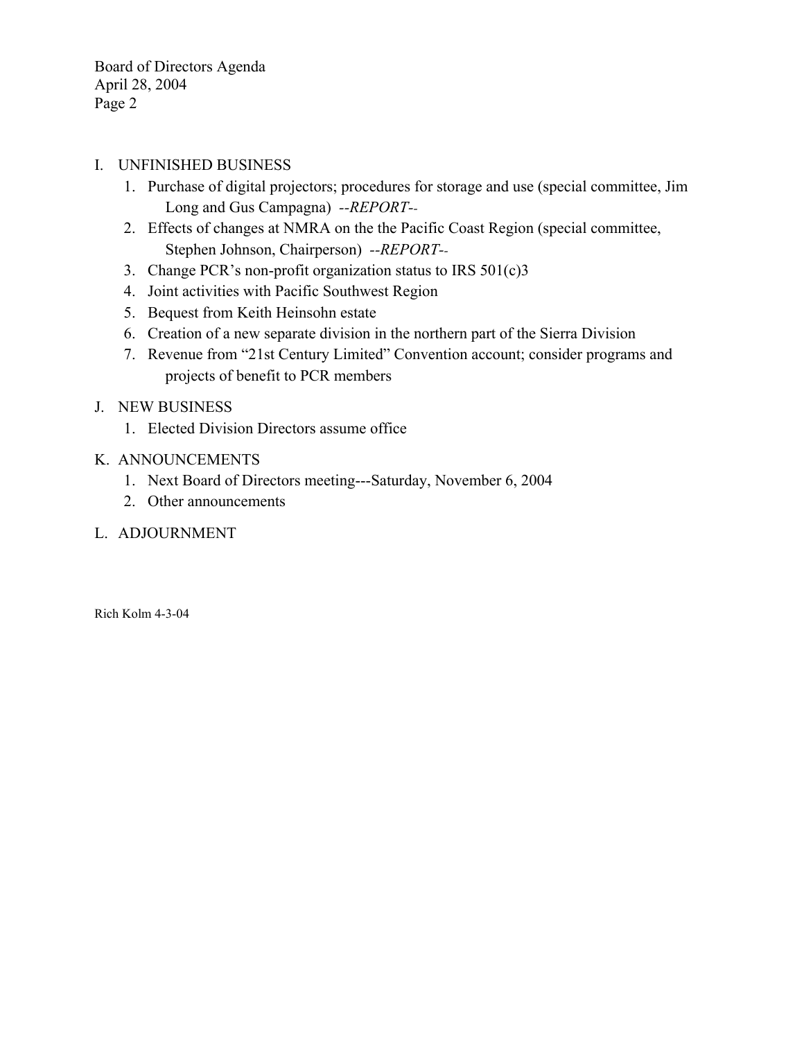I. UNFINISHED BUSINESS
   1. Purchase of digital projectors; procedures for storage and use (special committee, Jim Long and Gus Campagna) *--REPORT--*
   2. Effects of changes at NMRA on the the Pacific Coast Region (special committee, Stephen Johnson, Chairperson) *--REPORT--*
   3. Change PCR's non-profit organization status to IRS 501(c)3
   4. Joint activities with Pacific Southwest Region
   5. Bequest from Keith Heinsohn estate
   6. Creation of a new separate division in the northern part of the Sierra Division
   7. Revenue from "21st Century Limited" Convention account; consider programs and projects of benefit to PCR members

J. NEW BUSINESS
   1. Elected Division Directors assume office

K. ANNOUNCEMENTS
   1. Next Board of Directors meeting---Saturday, November 6, 2004
   2. Other announcements

L. ADJOURNMENT

Rich Kolm 4-3-04